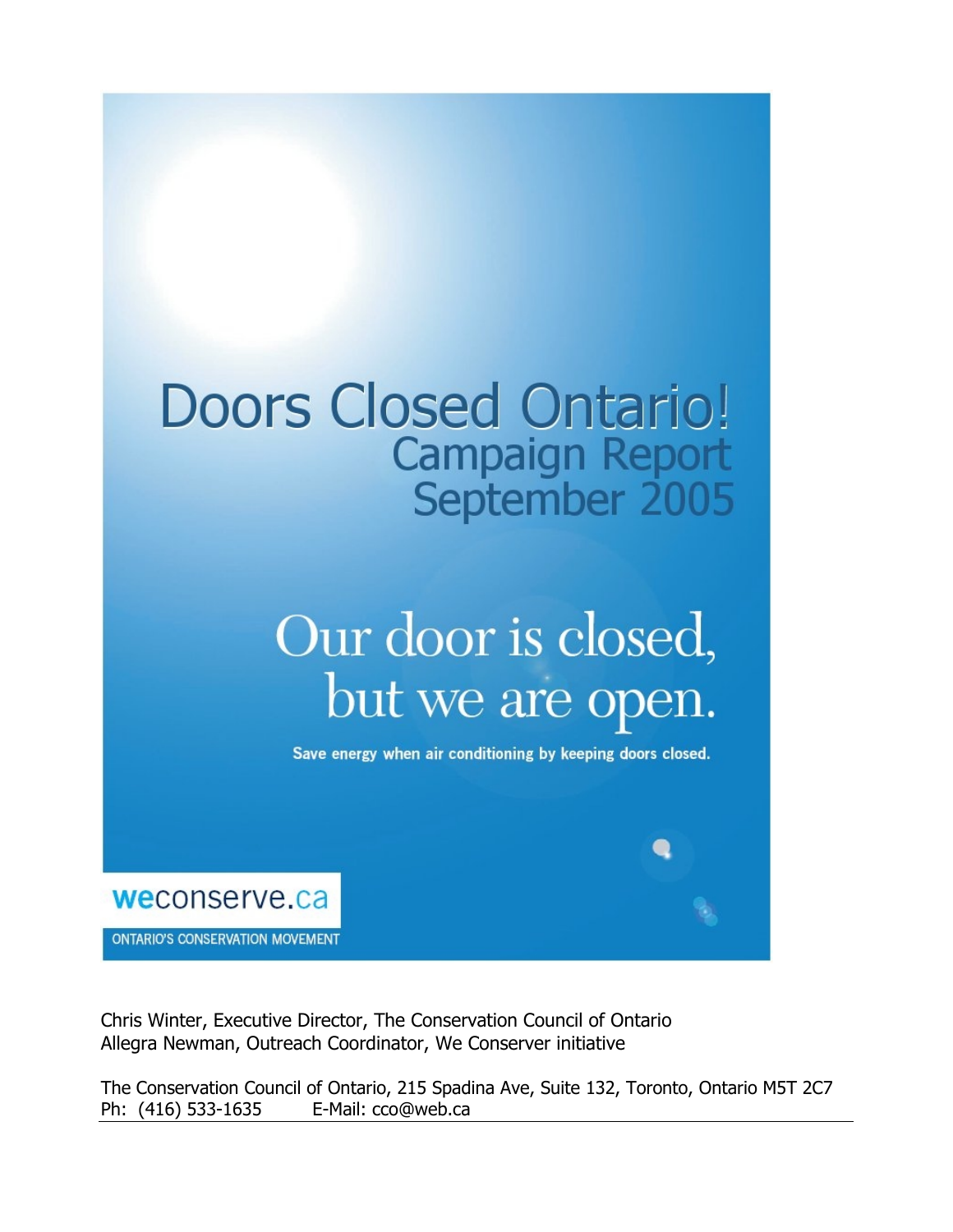# Doors Closed Ontario!

## Campaign Report
## September 2005

Our door is closed, but we are open.

Save energy when air conditioning by keeping doors closed.

weconserve.ca

ONTARIO'S CONSERVATION MOVEMENT

Chris Winter, Executive Director, The Conservation Council of Ontario
Allegra Newman, Outreach Coordinator, We Conserver initiative

The Conservation Council of Ontario, 215 Spadina Ave, Suite 132, Toronto, Ontario M5T 2C7
Ph: (416) 533-1635 E-Mail: cco@web.ca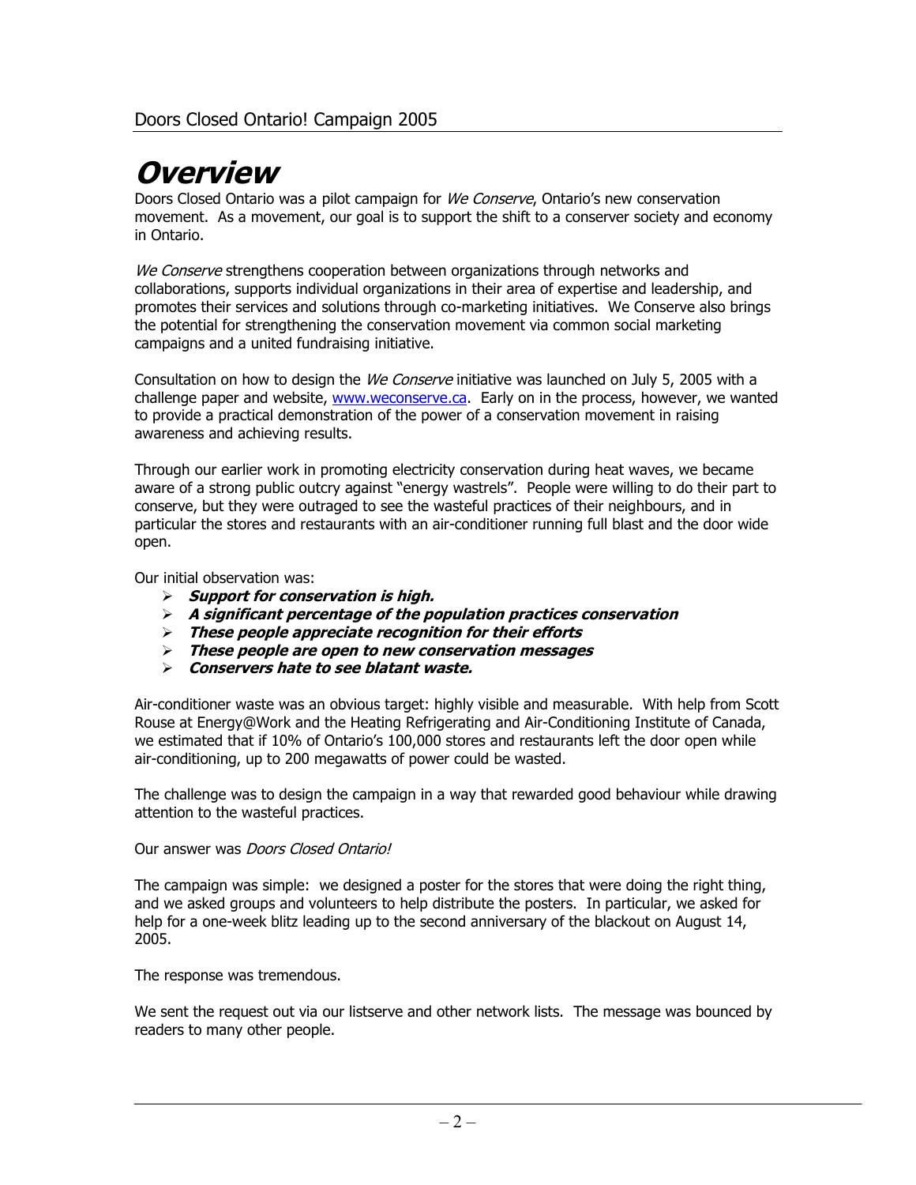# Overview

Doors Closed Ontario was a pilot campaign for *We Conserve*, Ontario's new conservation movement. As a movement, our goal is to support the shift to a conserver society and economy in Ontario.

*We Conserve* strengthens cooperation between organizations through networks and collaborations, supports individual organizations in their area of expertise and leadership, and promotes their services and solutions through co-marketing initiatives. We Conserve also brings the potential for strengthening the conservation movement via common social marketing campaigns and a united fundraising initiative.

Consultation on how to design the *We Conserve* initiative was launched on July 5, 2005 with a challenge paper and website, [www.weconserve.ca](http://www.weconserve.ca). Early on in the process, however, we wanted to provide a practical demonstration of the power of a conservation movement in raising awareness and achieving results.

Through our earlier work in promoting electricity conservation during heat waves, we became aware of a strong public outcry against "energy wastrels". People were willing to do their part to conserve, but they were outraged to see the wasteful practices of their neighbours, and in particular the stores and restaurants with an air-conditioner running full blast and the door wide open.

Our initial observation was:

- ***Support for conservation is high.***
- ***A significant percentage of the population practices conservation***
- ***These people appreciate recognition for their efforts***
- ***These people are open to new conservation messages***
- ***Conservers hate to see blatant waste.***

Air-conditioner waste was an obvious target: highly visible and measurable. With help from Scott Rouse at Energy@Work and the Heating Refrigerating and Air-Conditioning Institute of Canada, we estimated that if 10% of Ontario's 100,000 stores and restaurants left the door open while air-conditioning, up to 200 megawatts of power could be wasted.

The challenge was to design the campaign in a way that rewarded good behaviour while drawing attention to the wasteful practices.

Our answer was *Doors Closed Ontario!*

The campaign was simple: we designed a poster for the stores that were doing the right thing, and we asked groups and volunteers to help distribute the posters. In particular, we asked for help for a one-week blitz leading up to the second anniversary of the blackout on August 14, 2005.

The response was tremendous.

We sent the request out via our listserve and other network lists. The message was bounced by readers to many other people.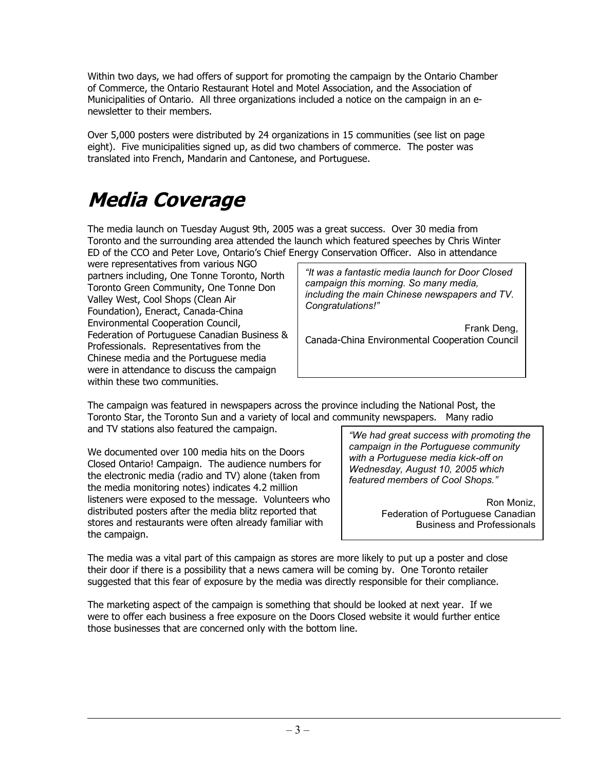Within two days, we had offers of support for promoting the campaign by the Ontario Chamber of Commerce, the Ontario Restaurant Hotel and Motel Association, and the Association of Municipalities of Ontario. All three organizations included a notice on the campaign in an e-newsletter to their members.

Over 5,000 posters were distributed by 24 organizations in 15 communities (see list on page eight). Five municipalities signed up, as did two chambers of commerce. The poster was translated into French, Mandarin and Cantonese, and Portuguese.

# Media Coverage

The media launch on Tuesday August 9th, 2005 was a great success. Over 30 media from Toronto and the surrounding area attended the launch which featured speeches by Chris Winter ED of the CCO and Peter Love, Ontario's Chief Energy Conservation Officer. Also in attendance were representatives from various NGO partners including, One Tonne Toronto, North Toronto Green Community, One Tonne Don Valley West, Cool Shops (Clean Air Foundation), Eneract, Canada-China Environmental Cooperation Council, Federation of Portuguese Canadian Business & Professionals. Representatives from the Chinese media and the Portuguese media were in attendance to discuss the campaign within these two communities.

> *"It was a fantastic media launch for Door Closed campaign this morning. So many media, including the main Chinese newspapers and TV. Congratulations!"*
>
> Frank Deng,
> Canada-China Environmental Cooperation Council

The campaign was featured in newspapers across the province including the National Post, the Toronto Star, the Toronto Sun and a variety of local and community newspapers. Many radio and TV stations also featured the campaign.

We documented over 100 media hits on the Doors Closed Ontario! Campaign. The audience numbers for the electronic media (radio and TV) alone (taken from the media monitoring notes) indicates 4.2 million listeners were exposed to the message. Volunteers who distributed posters after the media blitz reported that stores and restaurants were often already familiar with the campaign.

> *"We had great success with promoting the campaign in the Portuguese community with a Portuguese media kick-off on Wednesday, August 10, 2005 which featured members of Cool Shops."*
>
> Ron Moniz,
> Federation of Portuguese Canadian Business and Professionals

The media was a vital part of this campaign as stores are more likely to put up a poster and close their door if there is a possibility that a news camera will be coming by. One Toronto retailer suggested that this fear of exposure by the media was directly responsible for their compliance.

The marketing aspect of the campaign is something that should be looked at next year. If we were to offer each business a free exposure on the Doors Closed website it would further entice those businesses that are concerned only with the bottom line.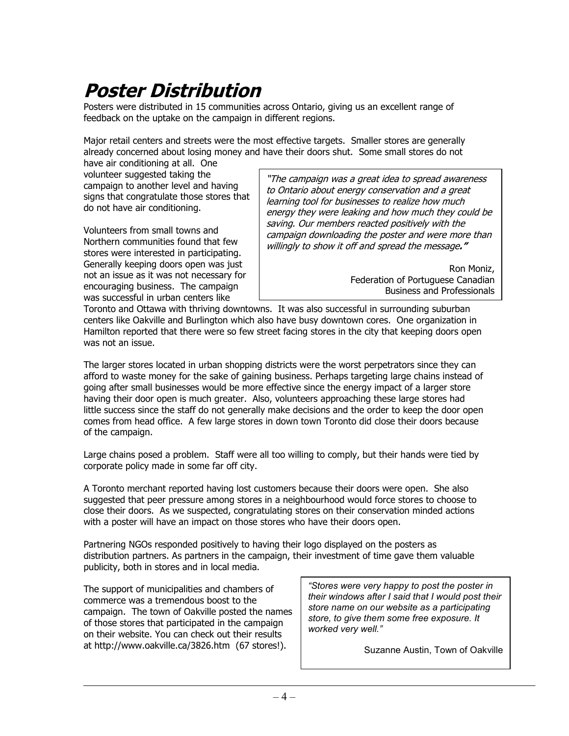# Poster Distribution

Posters were distributed in 15 communities across Ontario, giving us an excellent range of feedback on the uptake on the campaign in different regions.

Major retail centers and streets were the most effective targets. Smaller stores are generally already concerned about losing money and have their doors shut. Some small stores do not have air conditioning at all. One volunteer suggested taking the campaign to another level and having signs that congratulate those stores that do not have air conditioning.

> *"The campaign was a great idea to spread awareness to Ontario about energy conservation and a great learning tool for businesses to realize how much energy they were leaking and how much they could be saving. Our members reacted positively with the campaign downloading the poster and were more than willingly to show it off and spread the message."*
>
> Ron Moniz,
> Federation of Portuguese Canadian Business and Professionals

Volunteers from small towns and Northern communities found that few stores were interested in participating. Generally keeping doors open was just not an issue as it was not necessary for encouraging business. The campaign was successful in urban centers like Toronto and Ottawa with thriving downtowns. It was also successful in surrounding suburban centers like Oakville and Burlington which also have busy downtown cores. One organization in Hamilton reported that there were so few street facing stores in the city that keeping doors open was not an issue.

The larger stores located in urban shopping districts were the worst perpetrators since they can afford to waste money for the sake of gaining business. Perhaps targeting large chains instead of going after small businesses would be more effective since the energy impact of a larger store having their door open is much greater. Also, volunteers approaching these large stores had little success since the staff do not generally make decisions and the order to keep the door open comes from head office. A few large stores in down town Toronto did close their doors because of the campaign.

Large chains posed a problem. Staff were all too willing to comply, but their hands were tied by corporate policy made in some far off city.

A Toronto merchant reported having lost customers because their doors were open. She also suggested that peer pressure among stores in a neighbourhood would force stores to choose to close their doors. As we suspected, congratulating stores on their conservation minded actions with a poster will have an impact on those stores who have their doors open.

Partnering NGOs responded positively to having their logo displayed on the posters as distribution partners. As partners in the campaign, their investment of time gave them valuable publicity, both in stores and in local media.

The support of municipalities and chambers of commerce was a tremendous boost to the campaign. The town of Oakville posted the names of those stores that participated in the campaign on their website. You can check out their results at http://www.oakville.ca/3826.htm (67 stores!).

> *"Stores were very happy to post the poster in their windows after I said that I would post their store name on our website as a participating store, to give them some free exposure. It worked very well."*
>
> Suzanne Austin, Town of Oakville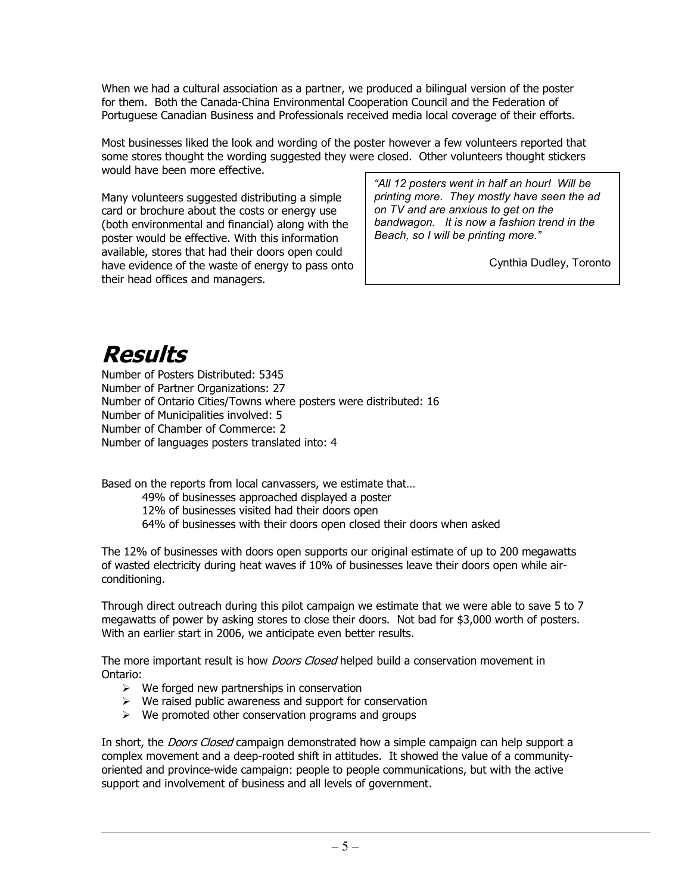When we had a cultural association as a partner, we produced a bilingual version of the poster for them. Both the Canada-China Environmental Cooperation Council and the Federation of Portuguese Canadian Business and Professionals received media local coverage of their efforts.

Most businesses liked the look and wording of the poster however a few volunteers reported that some stores thought the wording suggested they were closed. Other volunteers thought stickers would have been more effective.

Many volunteers suggested distributing a simple card or brochure about the costs or energy use (both environmental and financial) along with the poster would be effective. With this information available, stores that had their doors open could have evidence of the waste of energy to pass onto their head offices and managers.

> *"All 12 posters went in half an hour! Will be printing more. They mostly have seen the ad on TV and are anxious to get on the bandwagon. It is now a fashion trend in the Beach, so I will be printing more."*
>
> Cynthia Dudley, Toronto

# Results

Number of Posters Distributed: 5345
Number of Partner Organizations: 27
Number of Ontario Cities/Towns where posters were distributed: 16
Number of Municipalities involved: 5
Number of Chamber of Commerce: 2
Number of languages posters translated into: 4

Based on the reports from local canvassers, we estimate that…

49% of businesses approached displayed a poster
12% of businesses visited had their doors open
64% of businesses with their doors open closed their doors when asked

The 12% of businesses with doors open supports our original estimate of up to 200 megawatts of wasted electricity during heat waves if 10% of businesses leave their doors open while air-conditioning.

Through direct outreach during this pilot campaign we estimate that we were able to save 5 to 7 megawatts of power by asking stores to close their doors. Not bad for $3,000 worth of posters. With an earlier start in 2006, we anticipate even better results.

The more important result is how *Doors Closed* helped build a conservation movement in Ontario:

- We forged new partnerships in conservation
- We raised public awareness and support for conservation
- We promoted other conservation programs and groups

In short, the *Doors Closed* campaign demonstrated how a simple campaign can help support a complex movement and a deep-rooted shift in attitudes. It showed the value of a community-oriented and province-wide campaign: people to people communications, but with the active support and involvement of business and all levels of government.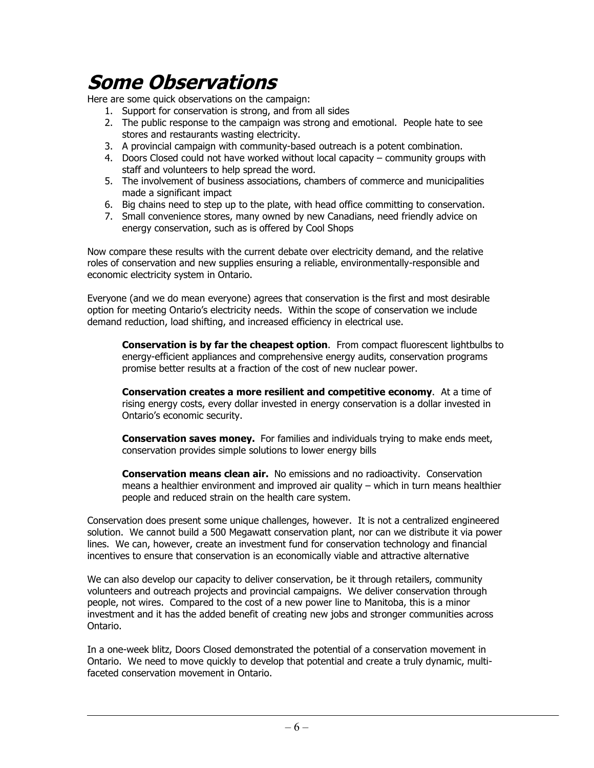# *Some Observations*

Here are some quick observations on the campaign:

1. Support for conservation is strong, and from all sides
2. The public response to the campaign was strong and emotional. People hate to see stores and restaurants wasting electricity.
3. A provincial campaign with community-based outreach is a potent combination.
4. Doors Closed could not have worked without local capacity – community groups with staff and volunteers to help spread the word.
5. The involvement of business associations, chambers of commerce and municipalities made a significant impact
6. Big chains need to step up to the plate, with head office committing to conservation.
7. Small convenience stores, many owned by new Canadians, need friendly advice on energy conservation, such as is offered by Cool Shops

Now compare these results with the current debate over electricity demand, and the relative roles of conservation and new supplies ensuring a reliable, environmentally-responsible and economic electricity system in Ontario.

Everyone (and we do mean everyone) agrees that conservation is the first and most desirable option for meeting Ontario's electricity needs. Within the scope of conservation we include demand reduction, load shifting, and increased efficiency in electrical use.

> **Conservation is by far the cheapest option**. From compact fluorescent lightbulbs to energy-efficient appliances and comprehensive energy audits, conservation programs promise better results at a fraction of the cost of new nuclear power.
>
> **Conservation creates a more resilient and competitive economy**. At a time of rising energy costs, every dollar invested in energy conservation is a dollar invested in Ontario's economic security.
>
> **Conservation saves money.** For families and individuals trying to make ends meet, conservation provides simple solutions to lower energy bills
>
> **Conservation means clean air.** No emissions and no radioactivity. Conservation means a healthier environment and improved air quality – which in turn means healthier people and reduced strain on the health care system.

Conservation does present some unique challenges, however. It is not a centralized engineered solution. We cannot build a 500 Megawatt conservation plant, nor can we distribute it via power lines. We can, however, create an investment fund for conservation technology and financial incentives to ensure that conservation is an economically viable and attractive alternative

We can also develop our capacity to deliver conservation, be it through retailers, community volunteers and outreach projects and provincial campaigns. We deliver conservation through people, not wires. Compared to the cost of a new power line to Manitoba, this is a minor investment and it has the added benefit of creating new jobs and stronger communities across Ontario.

In a one-week blitz, Doors Closed demonstrated the potential of a conservation movement in Ontario. We need to move quickly to develop that potential and create a truly dynamic, multi-faceted conservation movement in Ontario.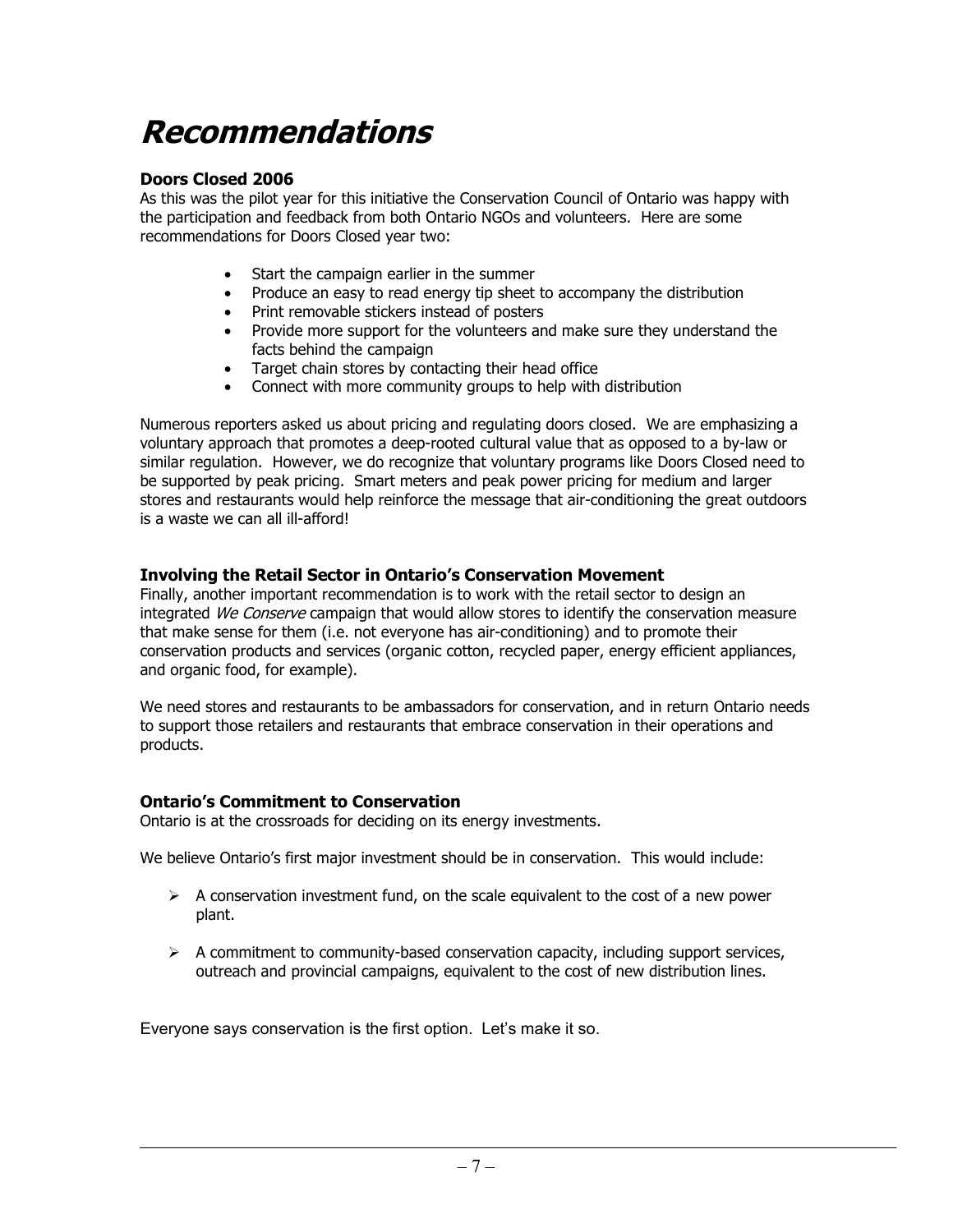# Recommendations

### Doors Closed 2006

As this was the pilot year for this initiative the Conservation Council of Ontario was happy with the participation and feedback from both Ontario NGOs and volunteers. Here are some recommendations for Doors Closed year two:

- Start the campaign earlier in the summer
- Produce an easy to read energy tip sheet to accompany the distribution
- Print removable stickers instead of posters
- Provide more support for the volunteers and make sure they understand the facts behind the campaign
- Target chain stores by contacting their head office
- Connect with more community groups to help with distribution

Numerous reporters asked us about pricing and regulating doors closed. We are emphasizing a voluntary approach that promotes a deep-rooted cultural value that as opposed to a by-law or similar regulation. However, we do recognize that voluntary programs like Doors Closed need to be supported by peak pricing. Smart meters and peak power pricing for medium and larger stores and restaurants would help reinforce the message that air-conditioning the great outdoors is a waste we can all ill-afford!

### Involving the Retail Sector in Ontario's Conservation Movement

Finally, another important recommendation is to work with the retail sector to design an integrated *We Conserve* campaign that would allow stores to identify the conservation measure that make sense for them (i.e. not everyone has air-conditioning) and to promote their conservation products and services (organic cotton, recycled paper, energy efficient appliances, and organic food, for example).

We need stores and restaurants to be ambassadors for conservation, and in return Ontario needs to support those retailers and restaurants that embrace conservation in their operations and products.

### Ontario's Commitment to Conservation

Ontario is at the crossroads for deciding on its energy investments.

We believe Ontario's first major investment should be in conservation. This would include:

- A conservation investment fund, on the scale equivalent to the cost of a new power plant.
- A commitment to community-based conservation capacity, including support services, outreach and provincial campaigns, equivalent to the cost of new distribution lines.

Everyone says conservation is the first option. Let's make it so.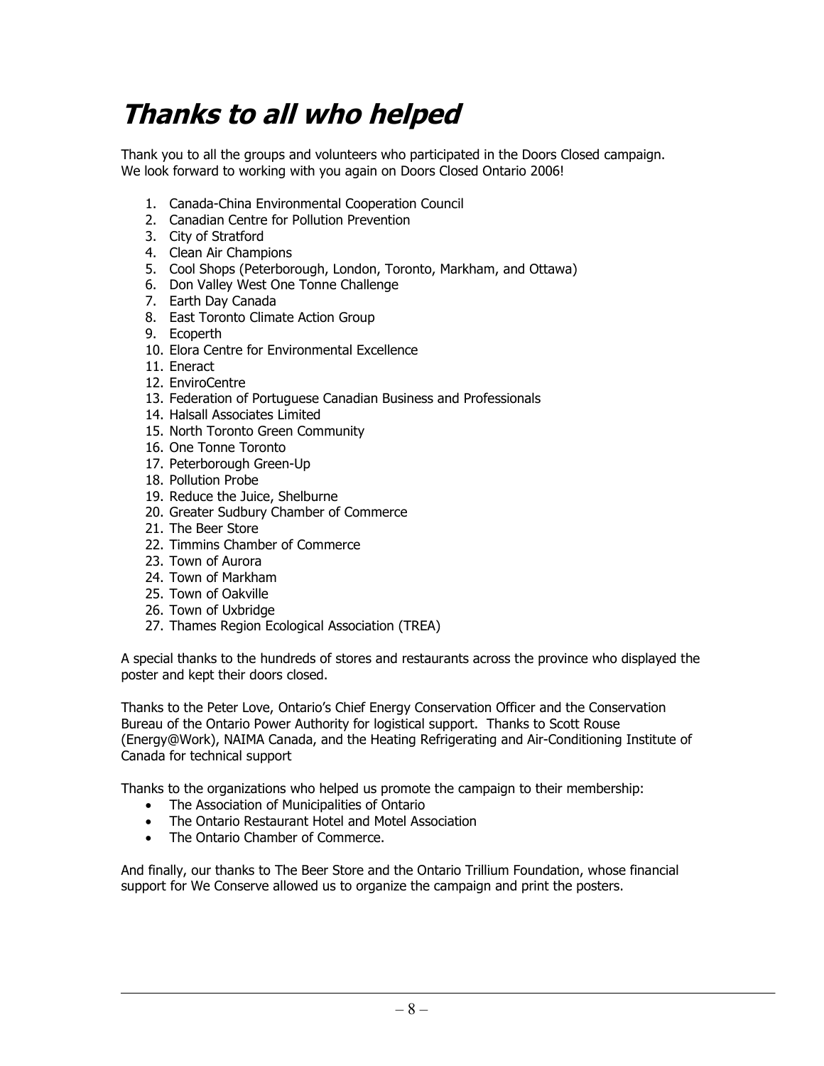# Thanks to all who helped

Thank you to all the groups and volunteers who participated in the Doors Closed campaign. We look forward to working with you again on Doors Closed Ontario 2006!

1. Canada-China Environmental Cooperation Council
2. Canadian Centre for Pollution Prevention
3. City of Stratford
4. Clean Air Champions
5. Cool Shops (Peterborough, London, Toronto, Markham, and Ottawa)
6. Don Valley West One Tonne Challenge
7. Earth Day Canada
8. East Toronto Climate Action Group
9. Ecoperth
10. Elora Centre for Environmental Excellence
11. Eneract
12. EnviroCentre
13. Federation of Portuguese Canadian Business and Professionals
14. Halsall Associates Limited
15. North Toronto Green Community
16. One Tonne Toronto
17. Peterborough Green-Up
18. Pollution Probe
19. Reduce the Juice, Shelburne
20. Greater Sudbury Chamber of Commerce
21. The Beer Store
22. Timmins Chamber of Commerce
23. Town of Aurora
24. Town of Markham
25. Town of Oakville
26. Town of Uxbridge
27. Thames Region Ecological Association (TREA)

A special thanks to the hundreds of stores and restaurants across the province who displayed the poster and kept their doors closed.

Thanks to the Peter Love, Ontario's Chief Energy Conservation Officer and the Conservation Bureau of the Ontario Power Authority for logistical support. Thanks to Scott Rouse (Energy@Work), NAIMA Canada, and the Heating Refrigerating and Air-Conditioning Institute of Canada for technical support

Thanks to the organizations who helped us promote the campaign to their membership:

- The Association of Municipalities of Ontario
- The Ontario Restaurant Hotel and Motel Association
- The Ontario Chamber of Commerce.

And finally, our thanks to The Beer Store and the Ontario Trillium Foundation, whose financial support for We Conserve allowed us to organize the campaign and print the posters.